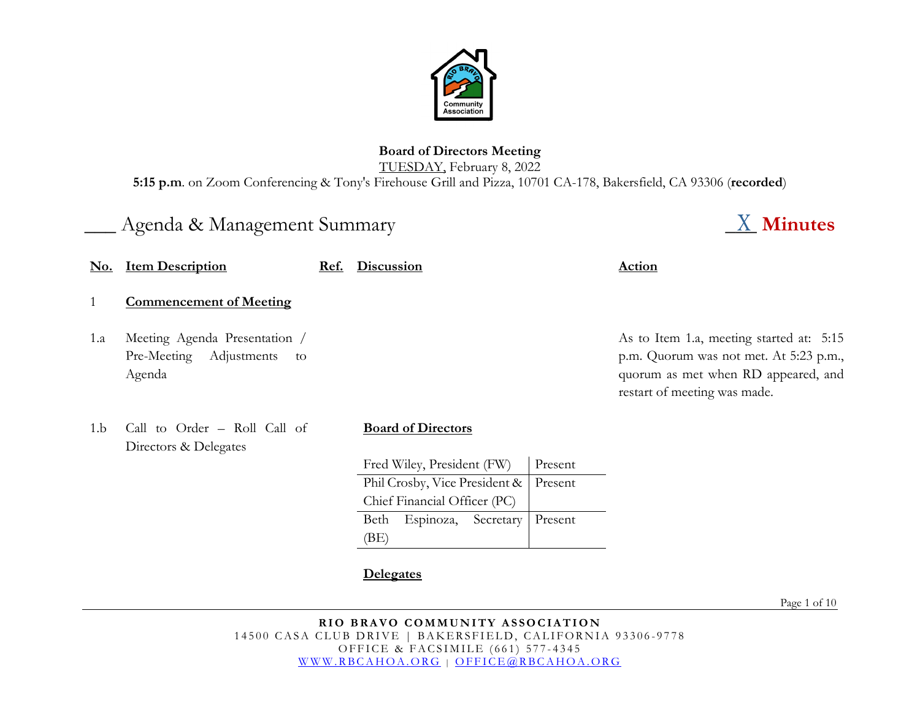**Board of Directors Meeting**
TUESDAY, February 8, 2022
**5:15 p.m**. on Zoom Conferencing & Tony's Firehouse Grill and Pizza, 10701 CA-178, Bakersfield, CA 93306 (**recorded**)

___ Agenda & Management Summary _X_ **Minutes**

| No. | Item Description | Ref. | Discussion | Action |
|---|---|---|---|---|
| 1 | **Commencement of Meeting** | | | |
| 1.a | Meeting Agenda Presentation / Pre-Meeting Adjustments to Agenda | | | As to Item 1.a, meeting started at: 5:15 p.m. Quorum was not met. At 5:23 p.m., quorum as met when RD appeared, and restart of meeting was made. |
| 1.b | Call to Order – Roll Call of Directors & Delegates | | **Board of Directors** | |

| Board of Directors | |
|---|---|
| Fred Wiley, President (FW) | Present |
| Phil Crosby, Vice President & Chief Financial Officer (PC) | Present |
| Beth Espinoza, Secretary (BE) | Present |

**Delegates**

**RIO BRAVO COMMUNITY ASSOCIATION**
14500 CASA CLUB DRIVE | BAKERSFIELD, CALIFORNIA 93306-9778
OFFICE & FACSIMILE (661) 577-4345
WWW.RBCAHOA.ORG | OFFICE@RBCAHOA.ORG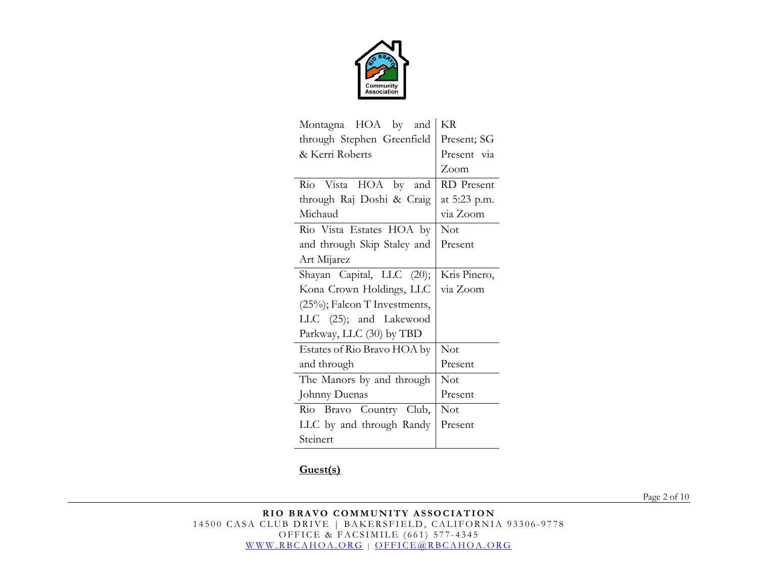| | |
|---|---|
| Montagna HOA by and through Stephen Greenfield & Kerri Roberts | KR Present; SG Present via Zoom |
| Rio Vista HOA by and through Raj Doshi & Craig Michaud | RD Present at 5:23 p.m. via Zoom |
| Rio Vista Estates HOA by and through Skip Staley and Art Mijarez | Not Present |
| Shayan Capital, LLC (20); Kona Crown Holdings, LLC (25%); Falcon T Investments, LLC (25); and Lakewood Parkway, LLC (30) by TBD | Kris Pinero, via Zoom |
| Estates of Rio Bravo HOA by and through | Not Present |
| The Manors by and through Johnny Duenas | Not Present |
| Rio Bravo Country Club, LLC by and through Randy Steinert | Not Present |

**Guest(s)**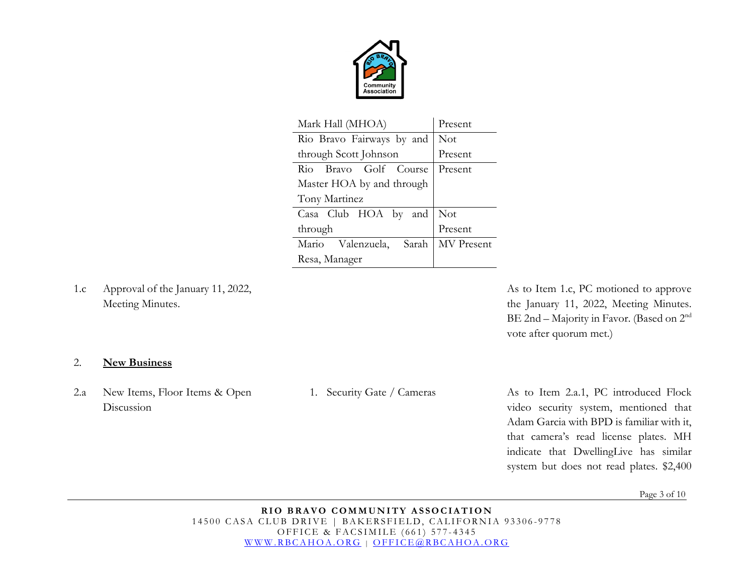| | |
|---|---|
| Mark Hall (MHOA) | Present |
| Rio Bravo Fairways by and through Scott Johnson | Not Present |
| Rio Bravo Golf Course Master HOA by and through Tony Martinez | Present |
| Casa Club HOA by and through | Not Present |
| Mario Valenzuela, Sarah Resa, Manager | MV Present |

| | | | |
|---|---|---|---|
| 1.c | Approval of the January 11, 2022, Meeting Minutes. | | As to Item 1.c, PC motioned to approve the January 11, 2022, Meeting Minutes. BE 2nd – Majority in Favor. (Based on 2nd vote after quorum met.) |

2. **New Business**

| | | | |
|---|---|---|---|
| 2.a | New Items, Floor Items & Open Discussion | 1. Security Gate / Cameras | As to Item 2.a.1, PC introduced Flock video security system, mentioned that Adam Garcia with BPD is familiar with it, that camera's read license plates. MH indicate that DwellingLive has similar system but does not read plates. $2,400 |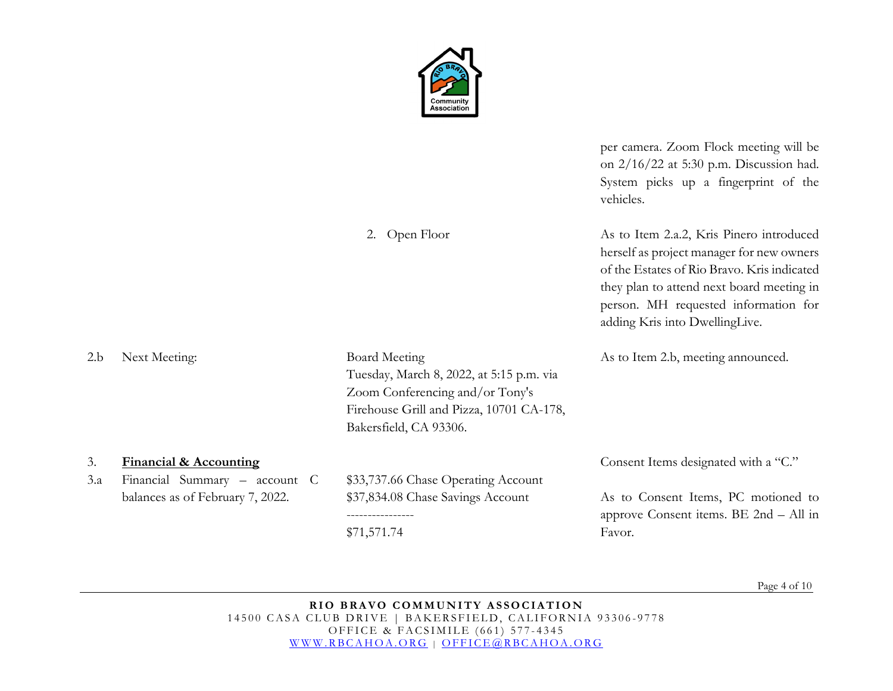| | | | |
|---|---|---|---|
| | | | per camera. Zoom Flock meeting will be on 2/16/22 at 5:30 p.m. Discussion had. System picks up a fingerprint of the vehicles. |
| | | 2. Open Floor | As to Item 2.a.2, Kris Pinero introduced herself as project manager for new owners of the Estates of Rio Bravo. Kris indicated they plan to attend next board meeting in person. MH requested information for adding Kris into DwellingLive. |
| 2.b | Next Meeting: | Board Meeting<br>Tuesday, March 8, 2022, at 5:15 p.m. via Zoom Conferencing and/or Tony's Firehouse Grill and Pizza, 10701 CA-178, Bakersfield, CA 93306. | As to Item 2.b, meeting announced. |
| 3. | **Financial & Accounting** | | Consent Items designated with a "C." |
| 3.a | Financial Summary – account C balances as of February 7, 2022. | $33,737.66 Chase Operating Account<br>$37,834.08 Chase Savings Account<br>----------------<br>$71,571.74 | As to Consent Items, PC motioned to approve Consent items. BE 2nd – All in Favor. |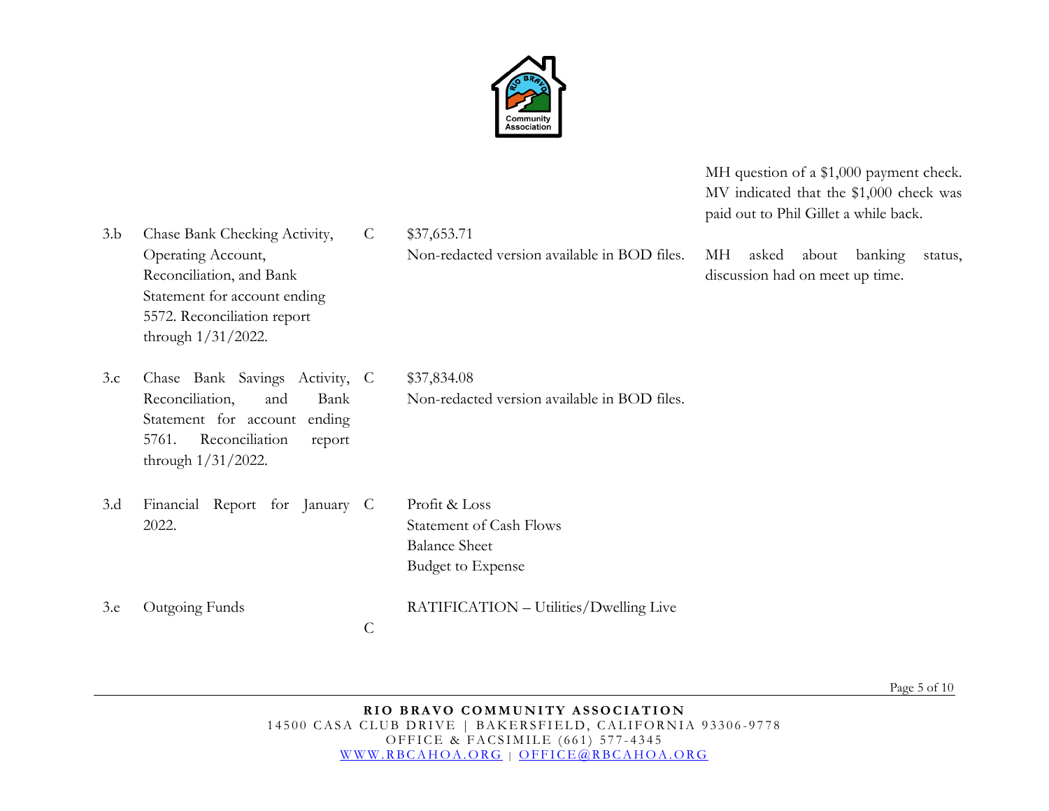| | | | | |
|---|---|---|---|---|
| | | | | MH question of a $1,000 payment check. MV indicated that the $1,000 check was paid out to Phil Gillet a while back. |
| 3.b | Chase Bank Checking Activity, Operating Account, Reconciliation, and Bank Statement for account ending 5572. Reconciliation report through 1/31/2022. | C | $37,653.71<br>Non-redacted version available in BOD files. | MH asked about banking status, discussion had on meet up time. |
| 3.c | Chase Bank Savings Activity, Reconciliation, and Bank Statement for account ending 5761. Reconciliation report through 1/31/2022. | C | $37,834.08<br>Non-redacted version available in BOD files. | |
| 3.d | Financial Report for January 2022. | C | Profit & Loss<br>Statement of Cash Flows<br>Balance Sheet<br>Budget to Expense | |
| 3.e | Outgoing Funds | C | RATIFICATION – Utilities/Dwelling Live | |

**RIO BRAVO COMMUNITY ASSOCIATION**
14500 CASA CLUB DRIVE | BAKERSFIELD, CALIFORNIA 93306-9778
OFFICE & FACSIMILE (661) 577-4345
WWW.RBCAHOA.ORG | OFFICE@RBCAHOA.ORG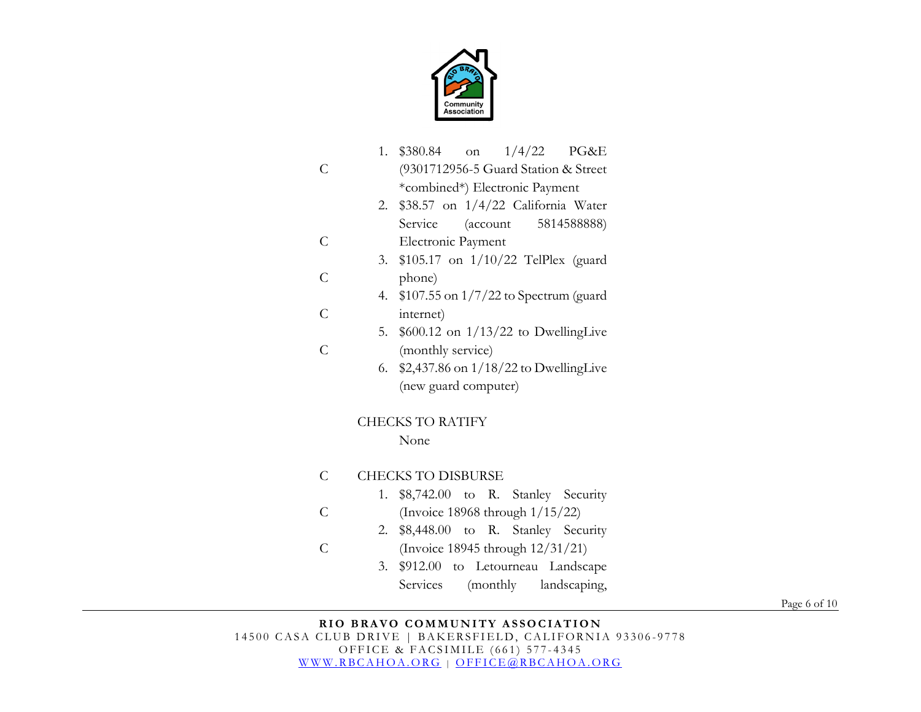C

1. $380.84 on 1/4/22 PG&E (9301712956-5 Guard Station & Street *combined*) Electronic Payment

C

2. $38.57 on 1/4/22 California Water Service (account 5814588888) Electronic Payment

C

3. $105.17 on 1/10/22 TelPlex (guard phone)

C

4. $107.55 on 1/7/22 to Spectrum (guard internet)

C

5. $600.12 on 1/13/22 to DwellingLive (monthly service)

C

6. $2,437.86 on 1/18/22 to DwellingLive (new guard computer)

CHECKS TO RATIFY

None

C CHECKS TO DISBURSE

C

1. $8,742.00 to R. Stanley Security (Invoice 18968 through 1/15/22)

C

2. $8,448.00 to R. Stanley Security (Invoice 18945 through 12/31/21)

C

3. $912.00 to Letourneau Landscape Services (monthly landscaping,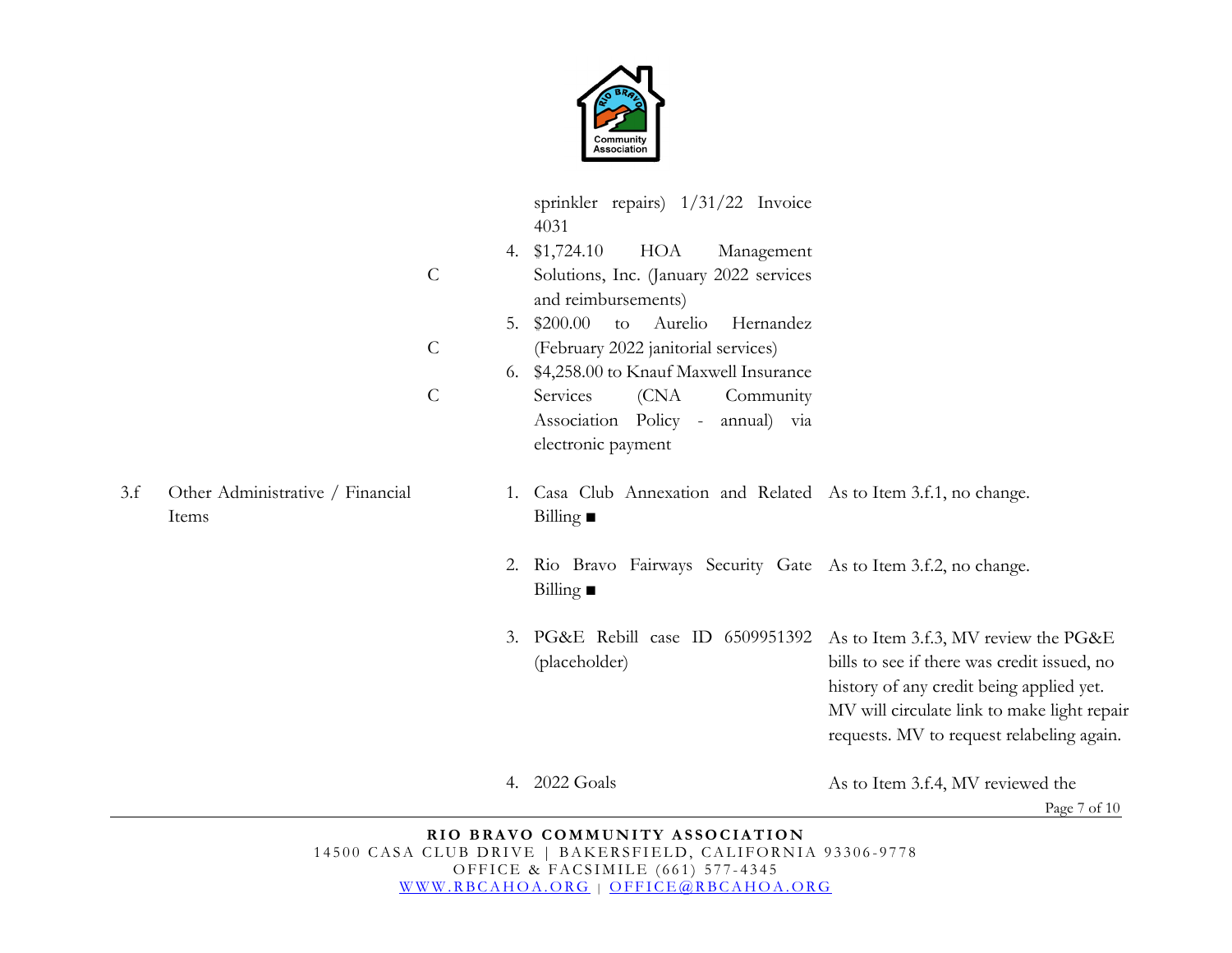| | | | | |
|---|---|---|---|---|
| | | C | sprinkler repairs) 1/31/22 Invoice 4031<br>4. $1,724.10 HOA Management Solutions, Inc. (January 2022 services and reimbursements) | |
| | | C | 5. $200.00 to Aurelio Hernandez (February 2022 janitorial services) | |
| | | C | 6. $4,258.00 to Knauf Maxwell Insurance Services (CNA Community Association Policy - annual) via electronic payment | |
| 3.f | Other Administrative / Financial Items | | 1. Casa Club Annexation and Related Billing ■ | As to Item 3.f.1, no change. |
| | | | 2. Rio Bravo Fairways Security Gate Billing ■ | As to Item 3.f.2, no change. |
| | | | 3. PG&E Rebill case ID 6509951392 (placeholder) | As to Item 3.f.3, MV review the PG&E bills to see if there was credit issued, no history of any credit being applied yet. MV will circulate link to make light repair requests. MV to request relabeling again. |
| | | | 4. 2022 Goals | As to Item 3.f.4, MV reviewed the |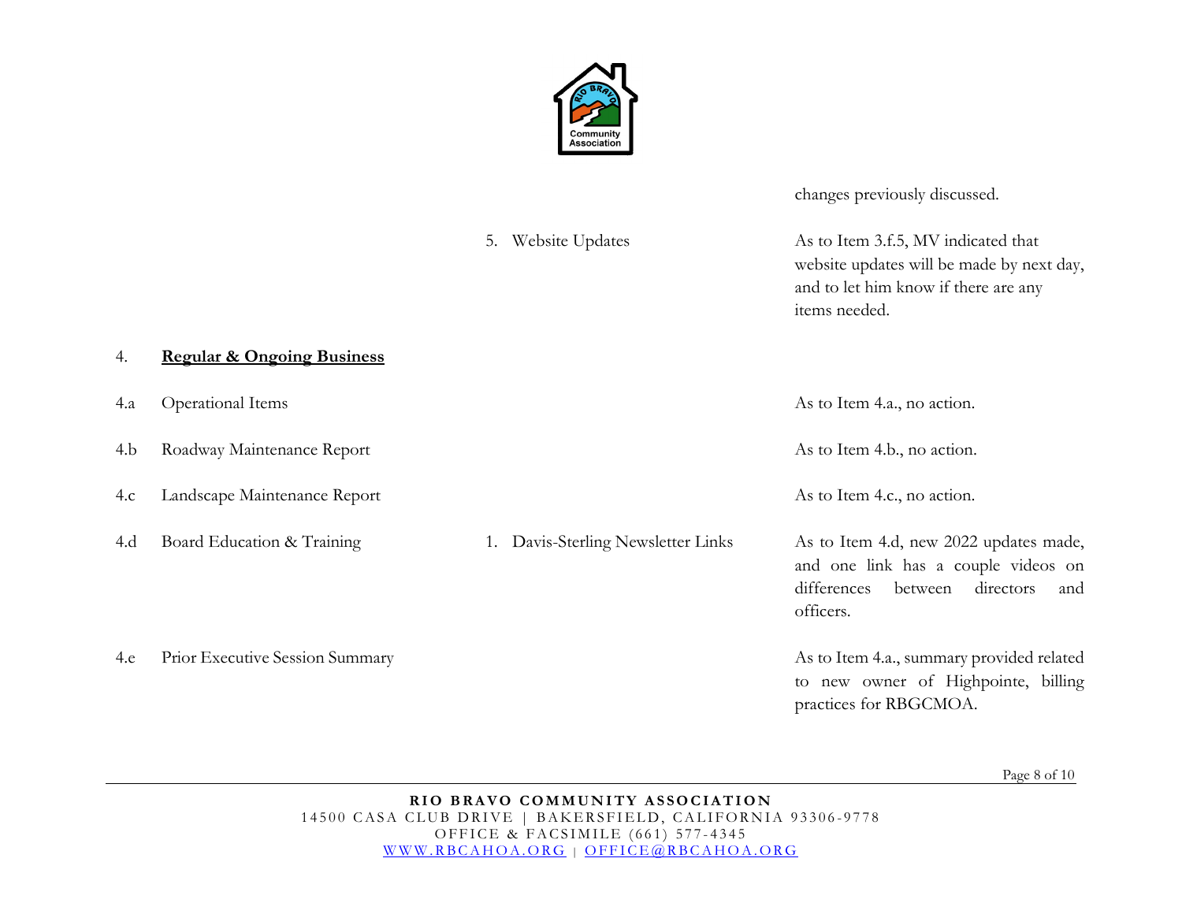| | | | |
|---|---|---|---|
| | | | changes previously discussed. |
| | | 5. Website Updates | As to Item 3.f.5, MV indicated that website updates will be made by next day, and to let him know if there are any items needed. |
| 4. | **<u>Regular & Ongoing Business</u>** | | |
| 4.a | Operational Items | | As to Item 4.a., no action. |
| 4.b | Roadway Maintenance Report | | As to Item 4.b., no action. |
| 4.c | Landscape Maintenance Report | | As to Item 4.c., no action. |
| 4.d | Board Education & Training | 1. Davis-Sterling Newsletter Links | As to Item 4.d, new 2022 updates made, and one link has a couple videos on differences between directors and officers. |
| 4.e | Prior Executive Session Summary | | As to Item 4.a., summary provided related to new owner of Highpointe, billing practices for RBGCMOA. |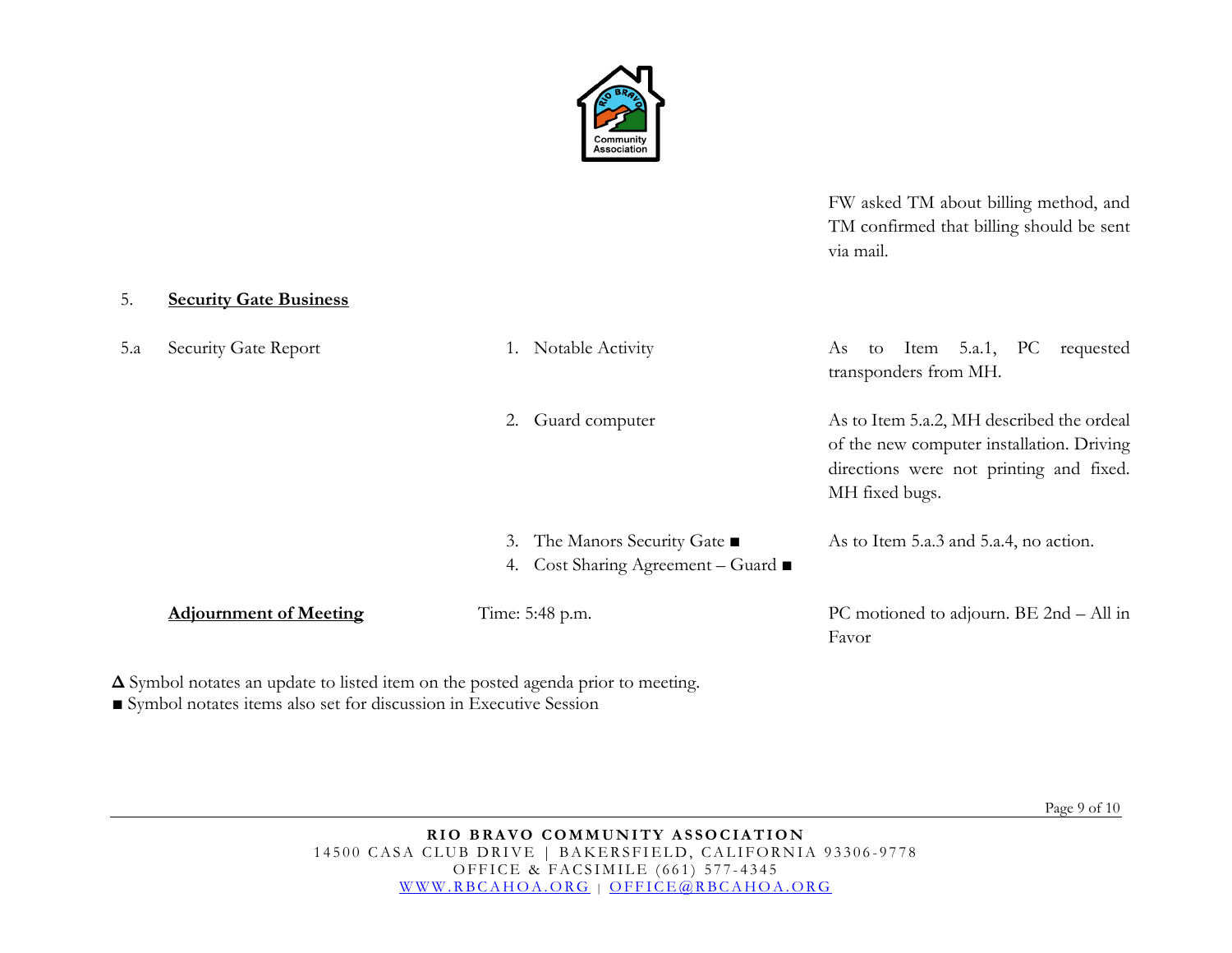| | | | |
|---|---|---|---|
| | | | FW asked TM about billing method, and TM confirmed that billing should be sent via mail. |
| 5. | **<u>Security Gate Business</u>** | | |
| 5.a | Security Gate Report | 1. Notable Activity | As to Item 5.a.1, PC requested transponders from MH. |
| | | 2. Guard computer | As to Item 5.a.2, MH described the ordeal of the new computer installation. Driving directions were not printing and fixed. MH fixed bugs. |
| | | 3. The Manors Security Gate ■<br>4. Cost Sharing Agreement – Guard ■ | As to Item 5.a.3 and 5.a.4, no action. |
| | **<u>Adjournment of Meeting</u>** | Time: 5:48 p.m. | PC motioned to adjourn. BE 2nd – All in Favor |

**Δ** Symbol notates an update to listed item on the posted agenda prior to meeting.
■ Symbol notates items also set for discussion in Executive Session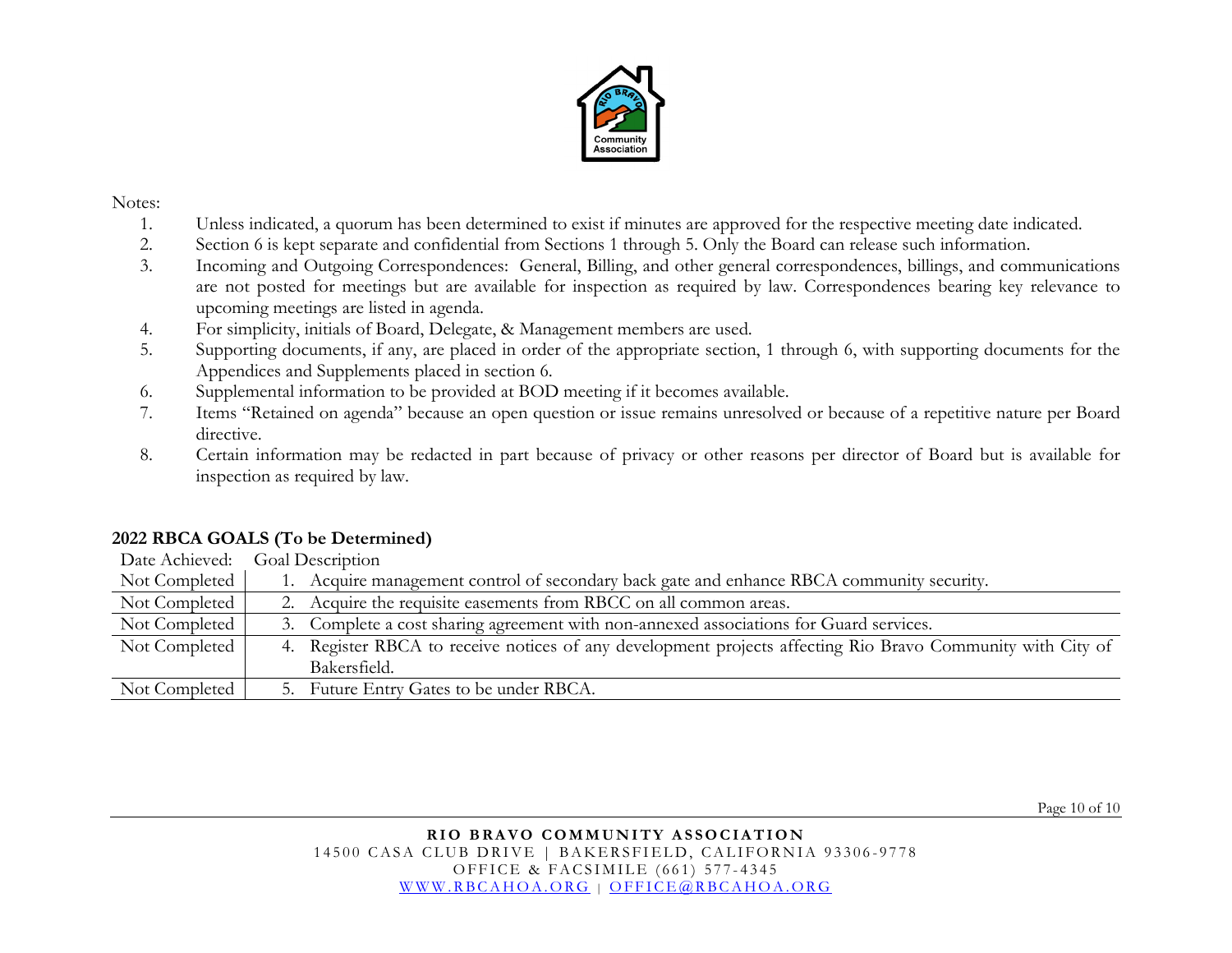Notes:

1. Unless indicated, a quorum has been determined to exist if minutes are approved for the respective meeting date indicated.
2. Section 6 is kept separate and confidential from Sections 1 through 5. Only the Board can release such information.
3. Incoming and Outgoing Correspondences: General, Billing, and other general correspondences, billings, and communications are not posted for meetings but are available for inspection as required by law. Correspondences bearing key relevance to upcoming meetings are listed in agenda.
4. For simplicity, initials of Board, Delegate, & Management members are used.
5. Supporting documents, if any, are placed in order of the appropriate section, 1 through 6, with supporting documents for the Appendices and Supplements placed in section 6.
6. Supplemental information to be provided at BOD meeting if it becomes available.
7. Items "Retained on agenda" because an open question or issue remains unresolved or because of a repetitive nature per Board directive.
8. Certain information may be redacted in part because of privacy or other reasons per director of Board but is available for inspection as required by law.

**2022 RBCA GOALS (To be Determined)**

| Date Achieved: | Goal Description |
|---|---|
| Not Completed | 1. Acquire management control of secondary back gate and enhance RBCA community security. |
| Not Completed | 2. Acquire the requisite easements from RBCC on all common areas. |
| Not Completed | 3. Complete a cost sharing agreement with non-annexed associations for Guard services. |
| Not Completed | 4. Register RBCA to receive notices of any development projects affecting Rio Bravo Community with City of Bakersfield. |
| Not Completed | 5. Future Entry Gates to be under RBCA. |

**RIO BRAVO COMMUNITY ASSOCIATION**
14500 CASA CLUB DRIVE | BAKERSFIELD, CALIFORNIA 93306-9778
OFFICE & FACSIMILE (661) 577-4345
WWW.RBCAHOA.ORG | OFFICE@RBCAHOA.ORG